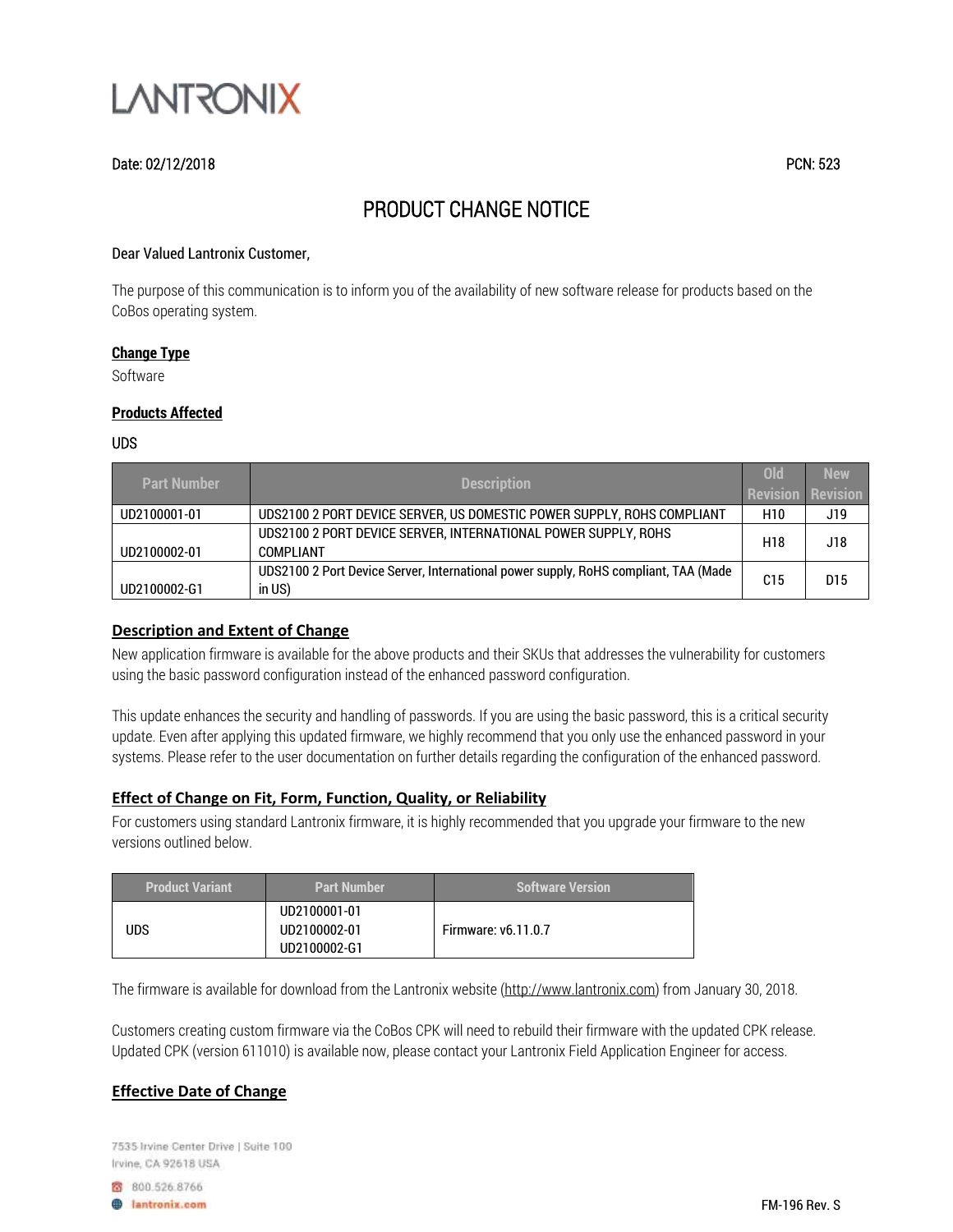LANTRONIX

Date: 02/12/2018 PCN: 523

# PRODUCT CHANGE NOTICE

Dear Valued Lantronix Customer,

The purpose of this communication is to inform you of the availability of new software release for products based on the CoBos operating system.

## Change Type

Software

## Products Affected

UDS

| Part Number | Description | Old Revision | New Revision |
|---|---|---|---|
| UD2100001-01 | UDS2100 2 PORT DEVICE SERVER, US DOMESTIC POWER SUPPLY, ROHS COMPLIANT | H10 | J19 |
| UD2100002-01 | UDS2100 2 PORT DEVICE SERVER, INTERNATIONAL POWER SUPPLY, ROHS COMPLIANT | H18 | J18 |
| UD2100002-G1 | UDS2100 2 Port Device Server, International power supply, RoHS compliant, TAA (Made in US) | C15 | D15 |

## Description and Extent of Change

New application firmware is available for the above products and their SKUs that addresses the vulnerability for customers using the basic password configuration instead of the enhanced password configuration.

This update enhances the security and handling of passwords. If you are using the basic password, this is a critical security update. Even after applying this updated firmware, we highly recommend that you only use the enhanced password in your systems. Please refer to the user documentation on further details regarding the configuration of the enhanced password.

## Effect of Change on Fit, Form, Function, Quality, or Reliability

For customers using standard Lantronix firmware, it is highly recommended that you upgrade your firmware to the new versions outlined below.

| Product Variant | Part Number | Software Version |
|---|---|---|
| UDS | UD2100001-01<br>UD2100002-01<br>UD2100002-G1 | Firmware: v6.11.0.7 |

The firmware is available for download from the Lantronix website (http://www.lantronix.com) from January 30, 2018.

Customers creating custom firmware via the CoBos CPK will need to rebuild their firmware with the updated CPK release. Updated CPK (version 611010) is available now, please contact your Lantronix Field Application Engineer for access.

## Effective Date of Change

7535 Irvine Center Drive | Suite 100
Irvine, CA 92618 USA
800.526.8766
lantronix.com

FM-196 Rev. S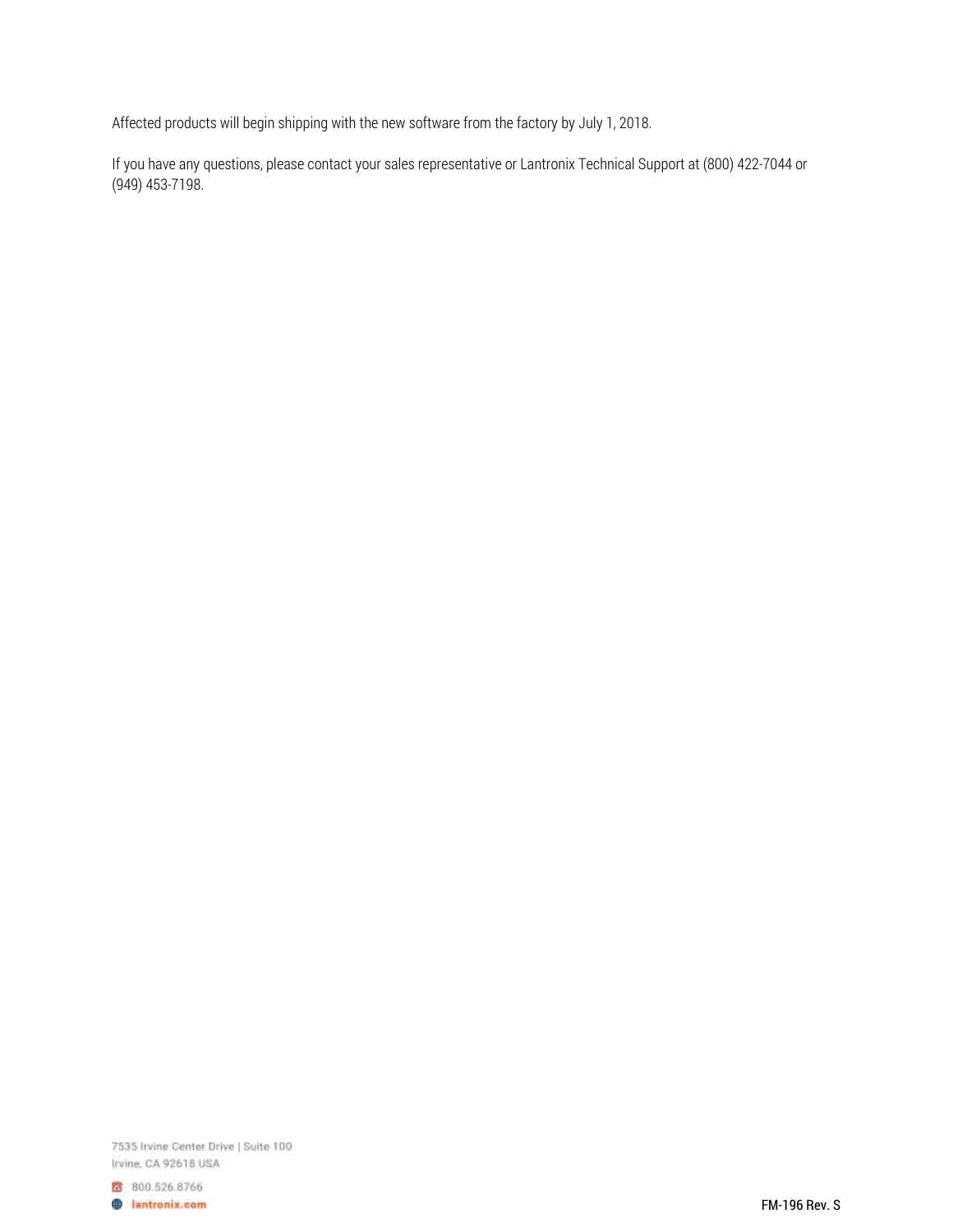Affected products will begin shipping with the new software from the factory by July 1, 2018.

If you have any questions, please contact your sales representative or Lantronix Technical Support at (800) 422-7044 or (949) 453-7198.